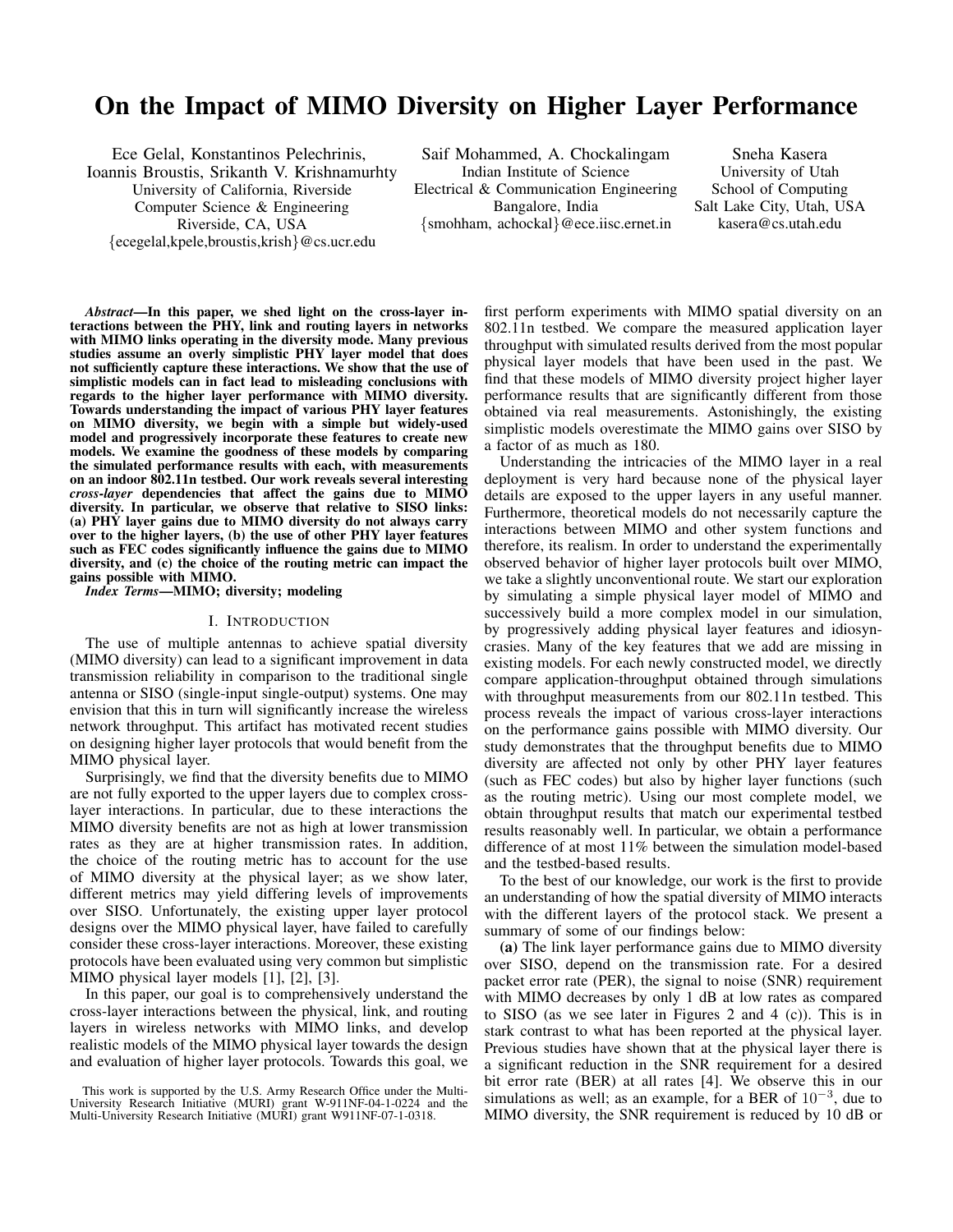# On the Impact of MIMO Diversity on Higher Layer Performance

Ece Gelal, Konstantinos Pelechrinis, Ioannis Broustis, Srikanth V. Krishnamurhty
University of California, Riverside
Computer Science & Engineering
Riverside, CA, USA
{ecegelal,kpele,broustis,krish}@cs.ucr.edu

Saif Mohammed, A. Chockalingam
Indian Institute of Science
Electrical & Communication Engineering
Bangalore, India
{smohham, achockal}@ece.iisc.ernet.in

Sneha Kasera
University of Utah
School of Computing
Salt Lake City, Utah, USA
kasera@cs.utah.edu

***Abstract*—In this paper, we shed light on the cross-layer interactions between the PHY, link and routing layers in networks with MIMO links operating in the diversity mode. Many previous studies assume an overly simplistic PHY layer model that does not sufficiently capture these interactions. We show that the use of simplistic models can in fact lead to misleading conclusions with regards to the higher layer performance with MIMO diversity. Towards understanding the impact of various PHY layer features on MIMO diversity, we begin with a simple but widely-used model and progressively incorporate these features to create new models. We examine the goodness of these models by comparing the simulated performance results with each, with measurements on an indoor 802.11n testbed. Our work reveals several interesting *cross-layer* dependencies that affect the gains due to MIMO diversity. In particular, we observe that relative to SISO links: (a) PHY layer gains due to MIMO diversity do not always carry over to the higher layers, (b) the use of other PHY layer features such as FEC codes significantly influence the gains due to MIMO diversity, and (c) the choice of the routing metric can impact the gains possible with MIMO.**

***Index Terms*—MIMO; diversity; modeling**

## I. Introduction

The use of multiple antennas to achieve spatial diversity (MIMO diversity) can lead to a significant improvement in data transmission reliability in comparison to the traditional single antenna or SISO (single-input single-output) systems. One may envision that this in turn will significantly increase the wireless network throughput. This artifact has motivated recent studies on designing higher layer protocols that would benefit from the MIMO physical layer.

Surprisingly, we find that the diversity benefits due to MIMO are not fully exported to the upper layers due to complex cross-layer interactions. In particular, due to these interactions the MIMO diversity benefits are not as high at lower transmission rates as they are at higher transmission rates. In addition, the choice of the routing metric has to account for the use of MIMO diversity at the physical layer; as we show later, different metrics may yield differing levels of improvements over SISO. Unfortunately, the existing upper layer protocol designs over the MIMO physical layer, have failed to carefully consider these cross-layer interactions. Moreover, these existing protocols have been evaluated using very common but simplistic MIMO physical layer models [1], [2], [3].

In this paper, our goal is to comprehensively understand the cross-layer interactions between the physical, link, and routing layers in wireless networks with MIMO links, and develop realistic models of the MIMO physical layer towards the design and evaluation of higher layer protocols. Towards this goal, we first perform experiments with MIMO spatial diversity on an 802.11n testbed. We compare the measured application layer throughput with simulated results derived from the most popular physical layer models that have been used in the past. We find that these models of MIMO diversity project higher layer performance results that are significantly different from those obtained via real measurements. Astonishingly, the existing simplistic models overestimate the MIMO gains over SISO by a factor of as much as 180.

Understanding the intricacies of the MIMO layer in a real deployment is very hard because none of the physical layer details are exposed to the upper layers in any useful manner. Furthermore, theoretical models do not necessarily capture the interactions between MIMO and other system functions and therefore, its realism. In order to understand the experimentally observed behavior of higher layer protocols built over MIMO, we take a slightly unconventional route. We start our exploration by simulating a simple physical layer model of MIMO and successively build a more complex model in our simulation, by progressively adding physical layer features and idiosyncrasies. Many of the key features that we add are missing in existing models. For each newly constructed model, we directly compare application-throughput obtained through simulations with throughput measurements from our 802.11n testbed. This process reveals the impact of various cross-layer interactions on the performance gains possible with MIMO diversity. Our study demonstrates that the throughput benefits due to MIMO diversity are affected not only by other PHY layer features (such as FEC codes) but also by higher layer functions (such as the routing metric). Using our most complete model, we obtain throughput results that match our experimental testbed results reasonably well. In particular, we obtain a performance difference of at most 11% between the simulation model-based and the testbed-based results.

To the best of our knowledge, our work is the first to provide an understanding of how the spatial diversity of MIMO interacts with the different layers of the protocol stack. We present a summary of some of our findings below:

**(a)** The link layer performance gains due to MIMO diversity over SISO, depend on the transmission rate. For a desired packet error rate (PER), the signal to noise (SNR) requirement with MIMO decreases by only 1 dB at low rates as compared to SISO (as we see later in Figures 2 and 4 (c)). This is in stark contrast to what has been reported at the physical layer. Previous studies have shown that at the physical layer there is a significant reduction in the SNR requirement for a desired bit error rate (BER) at all rates [4]. We observe this in our simulations as well; as an example, for a BER of $10^{-3}$, due to MIMO diversity, the SNR requirement is reduced by 10 dB or

This work is supported by the U.S. Army Research Office under the Multi-University Research Initiative (MURI) grant W-911NF-04-1-0224 and the Multi-University Research Initiative (MURI) grant W911NF-07-1-0318.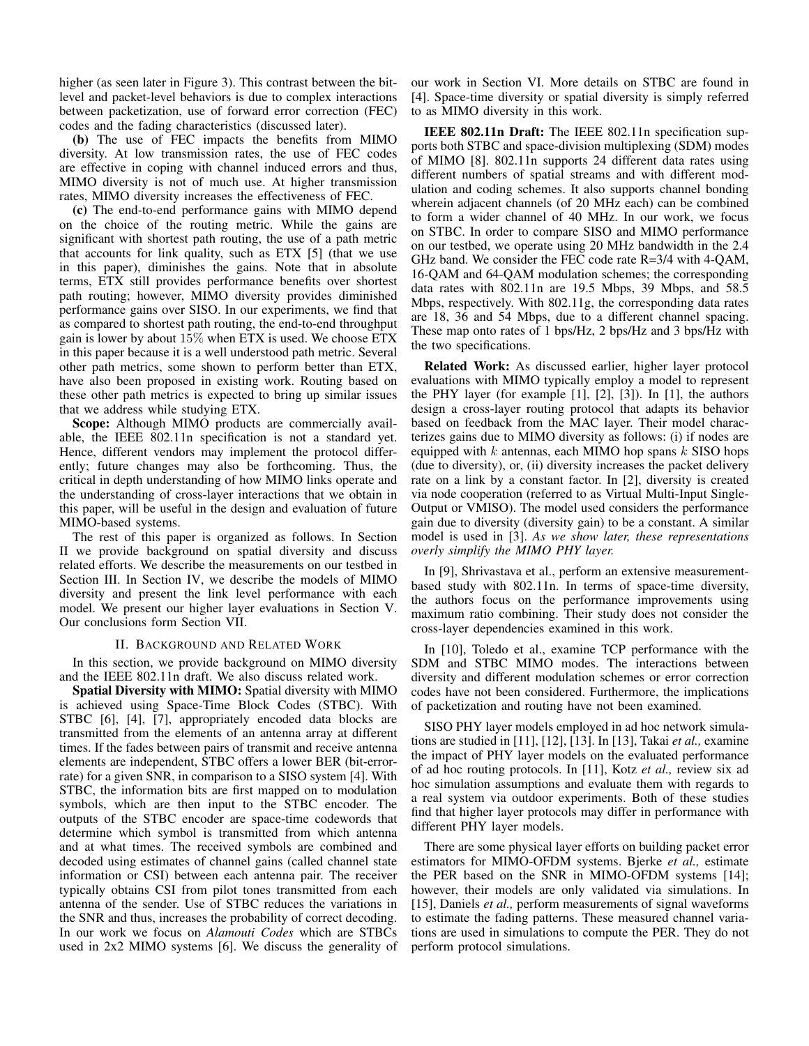higher (as seen later in Figure 3). This contrast between the bit-level and packet-level behaviors is due to complex interactions between packetization, use of forward error correction (FEC) codes and the fading characteristics (discussed later).

**(b)** The use of FEC impacts the benefits from MIMO diversity. At low transmission rates, the use of FEC codes are effective in coping with channel induced errors and thus, MIMO diversity is not of much use. At higher transmission rates, MIMO diversity increases the effectiveness of FEC.

**(c)** The end-to-end performance gains with MIMO depend on the choice of the routing metric. While the gains are significant with shortest path routing, the use of a path metric that accounts for link quality, such as ETX [5] (that we use in this paper), diminishes the gains. Note that in absolute terms, ETX still provides performance benefits over shortest path routing; however, MIMO diversity provides diminished performance gains over SISO. In our experiments, we find that as compared to shortest path routing, the end-to-end throughput gain is lower by about 15% when ETX is used. We choose ETX in this paper because it is a well understood path metric. Several other path metrics, some shown to perform better than ETX, have also been proposed in existing work. Routing based on these other path metrics is expected to bring up similar issues that we address while studying ETX.

**Scope:** Although MIMO products are commercially available, the IEEE 802.11n specification is not a standard yet. Hence, different vendors may implement the protocol differently; future changes may also be forthcoming. Thus, the critical in depth understanding of how MIMO links operate and the understanding of cross-layer interactions that we obtain in this paper, will be useful in the design and evaluation of future MIMO-based systems.

The rest of this paper is organized as follows. In Section II we provide background on spatial diversity and discuss related efforts. We describe the measurements on our testbed in Section III. In Section IV, we describe the models of MIMO diversity and present the link level performance with each model. We present our higher layer evaluations in Section V. Our conclusions form Section VII.

## II. Background and Related Work

In this section, we provide background on MIMO diversity and the IEEE 802.11n draft. We also discuss related work.

**Spatial Diversity with MIMO:** Spatial diversity with MIMO is achieved using Space-Time Block Codes (STBC). With STBC [6], [4], [7], appropriately encoded data blocks are transmitted from the elements of an antenna array at different times. If the fades between pairs of transmit and receive antenna elements are independent, STBC offers a lower BER (bit-error-rate) for a given SNR, in comparison to a SISO system [4]. With STBC, the information bits are first mapped on to modulation symbols, which are then input to the STBC encoder. The outputs of the STBC encoder are space-time codewords that determine which symbol is transmitted from which antenna and at what times. The received symbols are combined and decoded using estimates of channel gains (called channel state information or CSI) between each antenna pair. The receiver typically obtains CSI from pilot tones transmitted from each antenna of the sender. Use of STBC reduces the variations in the SNR and thus, increases the probability of correct decoding. In our work we focus on *Alamouti Codes* which are STBCs used in 2x2 MIMO systems [6]. We discuss the generality of our work in Section VI. More details on STBC are found in [4]. Space-time diversity or spatial diversity is simply referred to as MIMO diversity in this work.

**IEEE 802.11n Draft:** The IEEE 802.11n specification supports both STBC and space-division multiplexing (SDM) modes of MIMO [8]. 802.11n supports 24 different data rates using different numbers of spatial streams and with different modulation and coding schemes. It also supports channel bonding wherein adjacent channels (of 20 MHz each) can be combined to form a wider channel of 40 MHz. In our work, we focus on STBC. In order to compare SISO and MIMO performance on our testbed, we operate using 20 MHz bandwidth in the 2.4 GHz band. We consider the FEC code rate R=3/4 with 4-QAM, 16-QAM and 64-QAM modulation schemes; the corresponding data rates with 802.11n are 19.5 Mbps, 39 Mbps, and 58.5 Mbps, respectively. With 802.11g, the corresponding data rates are 18, 36 and 54 Mbps, due to a different channel spacing. These map onto rates of 1 bps/Hz, 2 bps/Hz and 3 bps/Hz with the two specifications.

**Related Work:** As discussed earlier, higher layer protocol evaluations with MIMO typically employ a model to represent the PHY layer (for example [1], [2], [3]). In [1], the authors design a cross-layer routing protocol that adapts its behavior based on feedback from the MAC layer. Their model characterizes gains due to MIMO diversity as follows: (i) if nodes are equipped with $k$ antennas, each MIMO hop spans $k$ SISO hops (due to diversity), or, (ii) diversity increases the packet delivery rate on a link by a constant factor. In [2], diversity is created via node cooperation (referred to as Virtual Multi-Input Single-Output or VMISO). The model used considers the performance gain due to diversity (diversity gain) to be a constant. A similar model is used in [3]. *As we show later, these representations overly simplify the MIMO PHY layer.*

In [9], Shrivastava et al., perform an extensive measurement-based study with 802.11n. In terms of space-time diversity, the authors focus on the performance improvements using maximum ratio combining. Their study does not consider the cross-layer dependencies examined in this work.

In [10], Toledo et al., examine TCP performance with the SDM and STBC MIMO modes. The interactions between diversity and different modulation schemes or error correction codes have not been considered. Furthermore, the implications of packetization and routing have not been examined.

SISO PHY layer models employed in ad hoc network simulations are studied in [11], [12], [13]. In [13], Takai *et al.,* examine the impact of PHY layer models on the evaluated performance of ad hoc routing protocols. In [11], Kotz *et al.,* review six ad hoc simulation assumptions and evaluate them with regards to a real system via outdoor experiments. Both of these studies find that higher layer protocols may differ in performance with different PHY layer models.

There are some physical layer efforts on building packet error estimators for MIMO-OFDM systems. Bjerke *et al.,* estimate the PER based on the SNR in MIMO-OFDM systems [14]; however, their models are only validated via simulations. In [15], Daniels *et al.,* perform measurements of signal waveforms to estimate the fading patterns. These measured channel variations are used in simulations to compute the PER. They do not perform protocol simulations.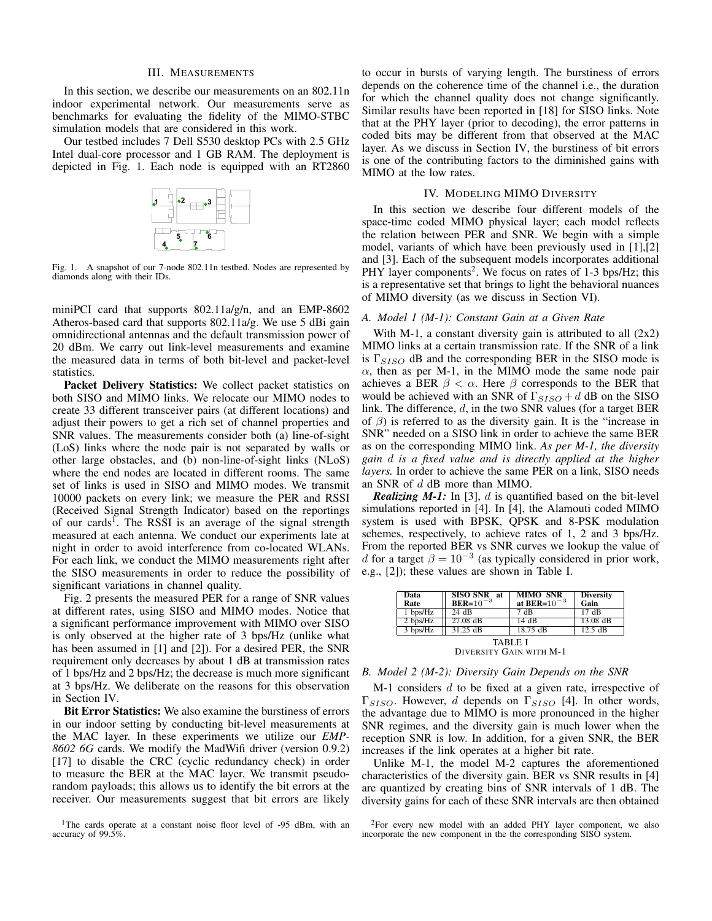## III. Measurements

In this section, we describe our measurements on an 802.11n indoor experimental network. Our measurements serve as benchmarks for evaluating the fidelity of the MIMO-STBC simulation models that are considered in this work.

Our testbed includes 7 Dell S530 desktop PCs with 2.5 GHz Intel dual-core processor and 1 GB RAM. The deployment is depicted in Fig. 1. Each node is equipped with an RT2860 miniPCI card that supports 802.11a/g/n, and an EMP-8602 Atheros-based card that supports 802.11a/g. We use 5 dBi gain omnidirectional antennas and the default transmission power of 20 dBm. We carry out link-level measurements and examine the measured data in terms of both bit-level and packet-level statistics.

Fig. 1. A snapshot of our 7-node 802.11n testbed. Nodes are represented by diamonds along with their IDs.

**Packet Delivery Statistics:** We collect packet statistics on both SISO and MIMO links. We relocate our MIMO nodes to create 33 different transceiver pairs (at different locations) and adjust their powers to get a rich set of channel properties and SNR values. The measurements consider both (a) line-of-sight (LoS) links where the node pair is not separated by walls or other large obstacles, and (b) non-line-of-sight links (NLoS) where the end nodes are located in different rooms. The same set of links is used in SISO and MIMO modes. We transmit 10000 packets on every link; we measure the PER and RSSI (Received Signal Strength Indicator) based on the reportings of our cards[1]. The RSSI is an average of the signal strength measured at each antenna. We conduct our experiments late at night in order to avoid interference from co-located WLANs. For each link, we conduct the MIMO measurements right after the SISO measurements in order to reduce the possibility of significant variations in channel quality.

Fig. 2 presents the measured PER for a range of SNR values at different rates, using SISO and MIMO modes. Notice that a significant performance improvement with MIMO over SISO is only observed at the higher rate of 3 bps/Hz (unlike what has been assumed in [1] and [2]). For a desired PER, the SNR requirement only decreases by about 1 dB at transmission rates of 1 bps/Hz and 2 bps/Hz; the decrease is much more significant at 3 bps/Hz. We deliberate on the reasons for this observation in Section IV.

**Bit Error Statistics:** We also examine the burstiness of errors in our indoor setting by conducting bit-level measurements at the MAC layer. In these experiments we utilize our *EMP-8602 6G* cards. We modify the MadWifi driver (version 0.9.2) [17] to disable the CRC (cyclic redundancy check) in order to measure the BER at the MAC layer. We transmit pseudo-random payloads; this allows us to identify the bit errors at the receiver. Our measurements suggest that bit errors are likely to occur in bursts of varying length. The burstiness of errors depends on the coherence time of the channel i.e., the duration for which the channel quality does not change significantly. Similar results have been reported in [18] for SISO links. Note that at the PHY layer (prior to decoding), the error patterns in coded bits may be different from that observed at the MAC layer. As we discuss in Section IV, the burstiness of bit errors is one of the contributing factors to the diminished gains with MIMO at the low rates.

[1]The cards operate at a constant noise floor level of -95 dBm, with an accuracy of 99.5%.

## IV. Modeling MIMO Diversity

In this section we describe four different models of the space-time coded MIMO physical layer; each model reflects the relation between PER and SNR. We begin with a simple model, variants of which have been previously used in [1],[2] and [3]. Each of the subsequent models incorporates additional PHY layer components[2]. We focus on rates of 1-3 bps/Hz; this is a representative set that brings to light the behavioral nuances of MIMO diversity (as we discuss in Section VI).

### A. Model 1 (M-1): Constant Gain at a Given Rate

With M-1, a constant diversity gain is attributed to all (2x2) MIMO links at a certain transmission rate. If the SNR of a link is $\Gamma_{SISO}$ dB and the corresponding BER in the SISO mode is $\alpha$, then as per M-1, in the MIMO mode the same node pair achieves a BER $\beta < \alpha$. Here $\beta$ corresponds to the BER that would be achieved with an SNR of $\Gamma_{SISO} + d$ dB on the SISO link. The difference, $d$, in the two SNR values (for a target BER of $\beta$) is referred to as the diversity gain. It is the "increase in SNR" needed on a SISO link in order to achieve the same BER as on the corresponding MIMO link. *As per M-1, the diversity gain $d$ is a fixed value and is directly applied at the higher layers.* In order to achieve the same PER on a link, SISO needs an SNR of $d$ dB more than MIMO.

***Realizing M-1:*** In [3], $d$ is quantified based on the bit-level simulations reported in [4]. In [4], the Alamouti coded MIMO system is used with BPSK, QPSK and 8-PSK modulation schemes, respectively, to achieve rates of 1, 2 and 3 bps/Hz. From the reported BER vs SNR curves we lookup the value of $d$ for a target $\beta = 10^{-3}$ (as typically considered in prior work, e.g., [2]); these values are shown in Table I.

| Data Rate | SISO SNR at BER=$10^{-3}$ | MIMO SNR at BER=$10^{-3}$ | Diversity Gain |
|---|---|---|---|
| 1 bps/Hz | 24 dB | 7 dB | 17 dB |
| 2 bps/Hz | 27.08 dB | 14 dB | 13.08 dB |
| 3 bps/Hz | 31.25 dB | 18.75 dB | 12.5 dB |

TABLE I
DIVERSITY GAIN WITH M-1

### B. Model 2 (M-2): Diversity Gain Depends on the SNR

M-1 considers $d$ to be fixed at a given rate, irrespective of $\Gamma_{SISO}$. However, $d$ depends on $\Gamma_{SISO}$ [4]. In other words, the advantage due to MIMO is more pronounced in the higher SNR regimes, and the diversity gain is much lower when the reception SNR is low. In addition, for a given SNR, the BER increases if the link operates at a higher bit rate.

Unlike M-1, the model M-2 captures the aforementioned characteristics of the diversity gain. BER vs SNR results in [4] are quantized by creating bins of SNR intervals of 1 dB. The diversity gains for each of these SNR intervals are then obtained

[2]For every new model with an added PHY layer component, we also incorporate the new component in the the corresponding SISO system.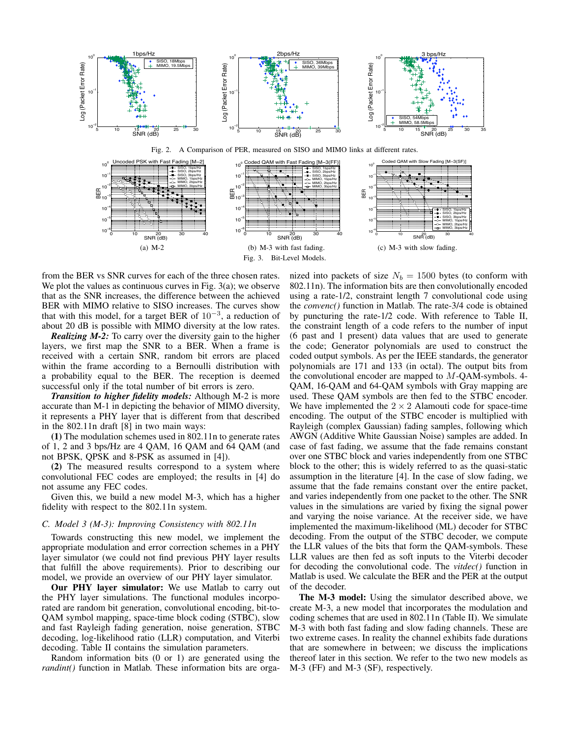Fig. 2. A Comparison of PER, measured on SISO and MIMO links at different rates.

(a) M-2

(b) M-3 with fast fading.

(c) M-3 with slow fading.

Fig. 3. Bit-Level Models.

from the BER vs SNR curves for each of the three chosen rates. We plot the values as continuous curves in Fig. 3(a); we observe that as the SNR increases, the difference between the achieved BER with MIMO relative to SISO increases. The curves show that with this model, for a target BER of $10^{-3}$, a reduction of about 20 dB is possible with MIMO diversity at the low rates.

***Realizing M-2:*** To carry over the diversity gain to the higher layers, we first map the SNR to a BER. When a frame is received with a certain SNR, random bit errors are placed within the frame according to a Bernoulli distribution with a probability equal to the BER. The reception is deemed successful only if the total number of bit errors is zero.

***Transition to higher fidelity models:*** Although M-2 is more accurate than M-1 in depicting the behavior of MIMO diversity, it represents a PHY layer that is different from that described in the 802.11n draft [8] in two main ways:

**(1)** The modulation schemes used in 802.11n to generate rates of 1, 2 and 3 bps/Hz are 4 QAM, 16 QAM and 64 QAM (and not BPSK, QPSK and 8-PSK as assumed in [4]).

**(2)** The measured results correspond to a system where convolutional FEC codes are employed; the results in [4] do not assume any FEC codes.

Given this, we build a new model M-3, which has a higher fidelity with respect to the 802.11n system.

### *C. Model 3 (M-3): Improving Consistency with 802.11n*

Towards constructing this new model, we implement the appropriate modulation and error correction schemes in a PHY layer simulator (we could not find previous PHY layer results that fulfill the above requirements). Prior to describing our model, we provide an overview of our PHY layer simulator.

**Our PHY layer simulator:** We use Matlab to carry out the PHY layer simulations. The functional modules incorporated are random bit generation, convolutional encoding, bit-to-QAM symbol mapping, space-time block coding (STBC), slow and fast Rayleigh fading generation, noise generation, STBC decoding, log-likelihood ratio (LLR) computation, and Viterbi decoding. Table II contains the simulation parameters.

Random information bits (0 or 1) are generated using the *randint()* function in Matlab. These information bits are organized into packets of size $N_b = 1500$ bytes (to conform with 802.11n). The information bits are then convolutionally encoded using a rate-1/2, constraint length 7 convolutional code using the *convenc()* function in Matlab. The rate-3/4 code is obtained by puncturing the rate-1/2 code. With reference to Table II, the constraint length of a code refers to the number of input (6 past and 1 present) data values that are used to generate the code; Generator polynomials are used to construct the coded output symbols. As per the IEEE standards, the generator polynomials are 171 and 133 (in octal). The output bits from the convolutional encoder are mapped to $M$-QAM-symbols. 4-QAM, 16-QAM and 64-QAM symbols with Gray mapping are used. These QAM symbols are then fed to the STBC encoder. We have implemented the $2 \times 2$ Alamouti code for space-time encoding. The output of the STBC encoder is multiplied with Rayleigh (complex Gaussian) fading samples, following which AWGN (Additive White Gaussian Noise) samples are added. In case of fast fading, we assume that the fade remains constant over one STBC block and varies independently from one STBC block to the other; this is widely referred to as the quasi-static assumption in the literature [4]. In the case of slow fading, we assume that the fade remains constant over the entire packet, and varies independently from one packet to the other. The SNR values in the simulations are varied by fixing the signal power and varying the noise variance. At the receiver side, we have implemented the maximum-likelihood (ML) decoder for STBC decoding. From the output of the STBC decoder, we compute the LLR values of the bits that form the QAM-symbols. These LLR values are then fed as soft inputs to the Viterbi decoder for decoding the convolutional code. The *vitdec()* function in Matlab is used. We calculate the BER and the PER at the output of the decoder.

**The M-3 model:** Using the simulator described above, we create M-3, a new model that incorporates the modulation and coding schemes that are used in 802.11n (Table II). We simulate M-3 with both fast fading and slow fading channels. These are two extreme cases. In reality the channel exhibits fade durations that are somewhere in between; we discuss the implications thereof later in this section. We refer to the two new models as M-3 (FF) and M-3 (SF), respectively.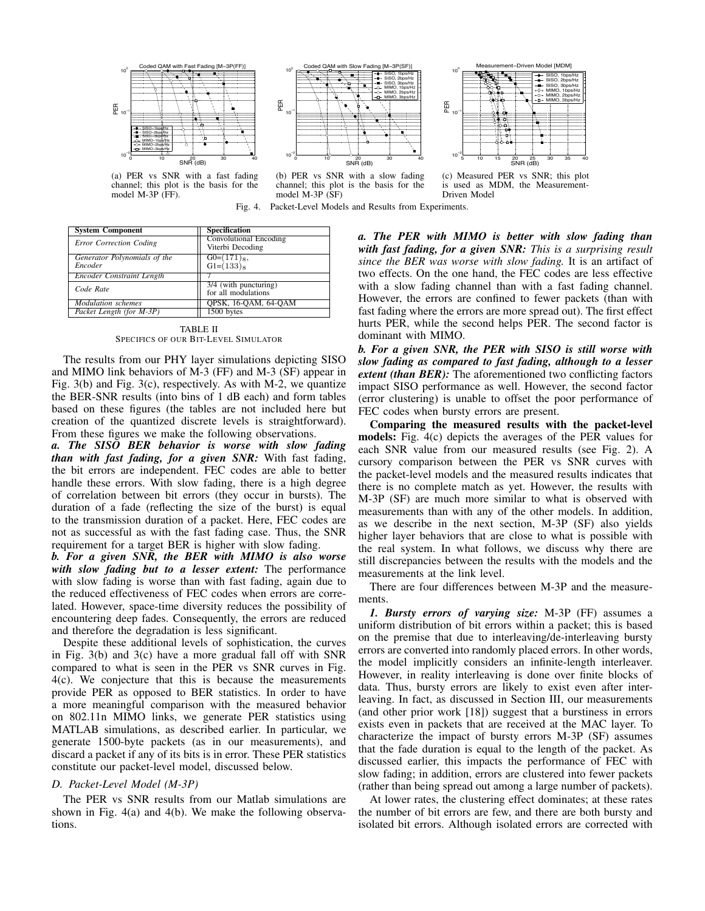(a) PER vs SNR with a fast fading channel; this plot is the basis for the model M-3P (FF).

(b) PER vs SNR with a slow fading channel; this plot is the basis for the model M-3P (SF)

(c) Measured PER vs SNR; this plot is used as MDM, the Measurement-Driven Model

Fig. 4. Packet-Level Models and Results from Experiments.

| System Component | Specification |
|---|---|
| *Error Correction Coding* | Convolutional Encoding Viterbi Decoding |
| *Generator Polynomials of the Encoder* | $G0=(171)_8$, $G1=(133)_8$ |
| *Encoder Constraint Length* | 7 |
| *Code Rate* | 3/4 (with puncturing) for all modulations |
| *Modulation schemes* | QPSK, 16-QAM, 64-QAM |
| *Packet Length (for M-3P)* | 1500 bytes |

TABLE II
SPECIFICS OF OUR BIT-LEVEL SIMULATOR

The results from our PHY layer simulations depicting SISO and MIMO link behaviors of M-3 (FF) and M-3 (SF) appear in Fig. 3(b) and Fig. 3(c), respectively. As with M-2, we quantize the BER-SNR results (into bins of 1 dB each) and form tables based on these figures (the tables are not included here but creation of the quantized discrete levels is straightforward). From these figures we make the following observations.

***a. The SISO BER behavior is worse with slow fading than with fast fading, for a given SNR:*** With fast fading, the bit errors are independent. FEC codes are able to better handle these errors. With slow fading, there is a high degree of correlation between bit errors (they occur in bursts). The duration of a fade (reflecting the size of the burst) is equal to the transmission duration of a packet. Here, FEC codes are not as successful as with the fast fading case. Thus, the SNR requirement for a target BER is higher with slow fading.

***b. For a given SNR, the BER with MIMO is also worse with slow fading but to a lesser extent:*** The performance with slow fading is worse than with fast fading, again due to the reduced effectiveness of FEC codes when errors are correlated. However, space-time diversity reduces the possibility of encountering deep fades. Consequently, the errors are reduced and therefore the degradation is less significant.

Despite these additional levels of sophistication, the curves in Fig. 3(b) and 3(c) have a more gradual fall off with SNR compared to what is seen in the PER vs SNR curves in Fig. 4(c). We conjecture that this is because the measurements provide PER as opposed to BER statistics. In order to have a more meaningful comparison with the measured behavior on 802.11n MIMO links, we generate PER statistics using MATLAB simulations, as described earlier. In particular, we generate 1500-byte packets (as in our measurements), and discard a packet if any of its bits is in error. These PER statistics constitute our packet-level model, discussed below.

### D. Packet-Level Model (M-3P)

The PER vs SNR results from our Matlab simulations are shown in Fig. 4(a) and 4(b). We make the following observations.

***a. The PER with MIMO is better with slow fading than with fast fading, for a given SNR:*** *This is a surprising result since the BER was worse with slow fading.* It is an artifact of two effects. On the one hand, the FEC codes are less effective with a slow fading channel than with a fast fading channel. However, the errors are confined to fewer packets (than with fast fading where the errors are more spread out). The first effect hurts PER, while the second helps PER. The second factor is dominant with MIMO.

***b. For a given SNR, the PER with SISO is still worse with slow fading as compared to fast fading, although to a lesser extent (than BER):*** The aforementioned two conflicting factors impact SISO performance as well. However, the second factor (error clustering) is unable to offset the poor performance of FEC codes when bursty errors are present.

**Comparing the measured results with the packet-level models:** Fig. 4(c) depicts the averages of the PER values for each SNR value from our measured results (see Fig. 2). A cursory comparison between the PER vs SNR curves with the packet-level models and the measured results indicates that there is no complete match as yet. However, the results with M-3P (SF) are much more similar to what is observed with measurements than with any of the other models. In addition, as we describe in the next section, M-3P (SF) also yields higher layer behaviors that are close to what is possible with the real system. In what follows, we discuss why there are still discrepancies between the results with the models and the measurements at the link level.

There are four differences between M-3P and the measurements.

***1. Bursty errors of varying size:*** M-3P (FF) assumes a uniform distribution of bit errors within a packet; this is based on the premise that due to interleaving/de-interleaving bursty errors are converted into randomly placed errors. In other words, the model implicitly considers an infinite-length interleaver. However, in reality interleaving is done over finite blocks of data. Thus, bursty errors are likely to exist even after interleaving. In fact, as discussed in Section III, our measurements (and other prior work [18]) suggest that a burstiness in errors exists even in packets that are received at the MAC layer. To characterize the impact of bursty errors M-3P (SF) assumes that the fade duration is equal to the length of the packet. As discussed earlier, this impacts the performance of FEC with slow fading; in addition, errors are clustered into fewer packets (rather than being spread out among a large number of packets).

At lower rates, the clustering effect dominates; at these rates the number of bit errors are few, and there are both bursty and isolated bit errors. Although isolated errors are corrected with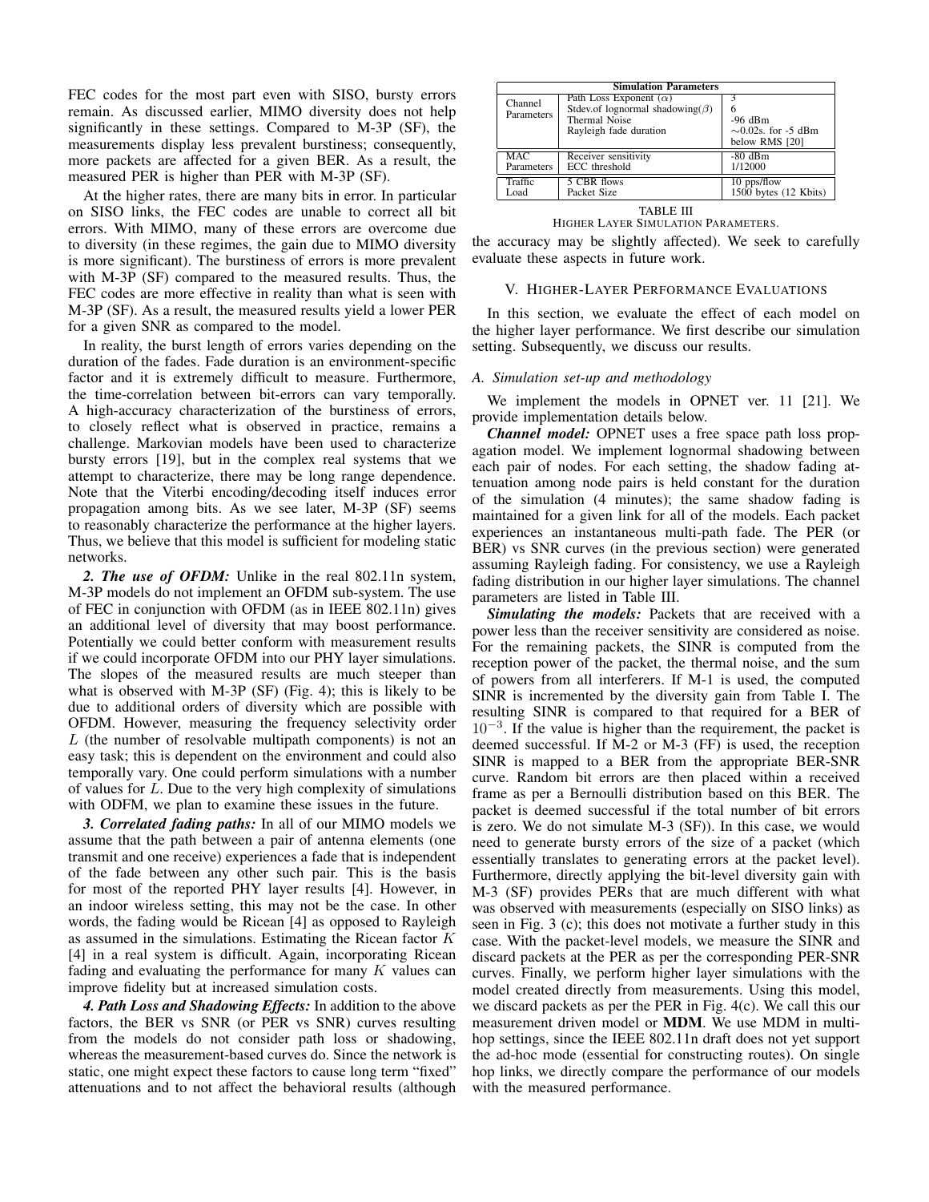FEC codes for the most part even with SISO, bursty errors remain. As discussed earlier, MIMO diversity does not help significantly in these settings. Compared to M-3P (SF), the measurements display less prevalent burstiness; consequently, more packets are affected for a given BER. As a result, the measured PER is higher than PER with M-3P (SF).

At the higher rates, there are many bits in error. In particular on SISO links, the FEC codes are unable to correct all bit errors. With MIMO, many of these errors are overcome due to diversity (in these regimes, the gain due to MIMO diversity is more significant). The burstiness of errors is more prevalent with M-3P (SF) compared to the measured results. Thus, the FEC codes are more effective in reality than what is seen with M-3P (SF). As a result, the measured results yield a lower PER for a given SNR as compared to the model.

In reality, the burst length of errors varies depending on the duration of the fades. Fade duration is an environment-specific factor and it is extremely difficult to measure. Furthermore, the time-correlation between bit-errors can vary temporally. A high-accuracy characterization of the burstiness of errors, to closely reflect what is observed in practice, remains a challenge. Markovian models have been used to characterize bursty errors [19], but in the complex real systems that we attempt to characterize, there may be long range dependence. Note that the Viterbi encoding/decoding itself induces error propagation among bits. As we see later, M-3P (SF) seems to reasonably characterize the performance at the higher layers. Thus, we believe that this model is sufficient for modeling static networks.

***2. The use of OFDM:*** Unlike in the real 802.11n system, M-3P models do not implement an OFDM sub-system. The use of FEC in conjunction with OFDM (as in IEEE 802.11n) gives an additional level of diversity that may boost performance. Potentially we could better conform with measurement results if we could incorporate OFDM into our PHY layer simulations. The slopes of the measured results are much steeper than what is observed with M-3P (SF) (Fig. 4); this is likely to be due to additional orders of diversity which are possible with OFDM. However, measuring the frequency selectivity order $L$ (the number of resolvable multipath components) is not an easy task; this is dependent on the environment and could also temporally vary. One could perform simulations with a number of values for $L$. Due to the very high complexity of simulations with ODFM, we plan to examine these issues in the future.

***3. Correlated fading paths:*** In all of our MIMO models we assume that the path between a pair of antenna elements (one transmit and one receive) experiences a fade that is independent of the fade between any other such pair. This is the basis for most of the reported PHY layer results [4]. However, in an indoor wireless setting, this may not be the case. In other words, the fading would be Ricean [4] as opposed to Rayleigh as assumed in the simulations. Estimating the Ricean factor $K$ [4] in a real system is difficult. Again, incorporating Ricean fading and evaluating the performance for many $K$ values can improve fidelity but at increased simulation costs.

***4. Path Loss and Shadowing Effects:*** In addition to the above factors, the BER vs SNR (or PER vs SNR) curves resulting from the models do not consider path loss or shadowing, whereas the measurement-based curves do. Since the network is static, one might expect these factors to cause long term "fixed" attenuations and to not affect the behavioral results (although the accuracy may be slightly affected). We seek to carefully evaluate these aspects in future work.

| **Simulation Parameters** | | |
|---|---|---|
| Channel Parameters | Path Loss Exponent ($\alpha$) | 3 |
| | Stdev.of lognormal shadowing($\beta$) | 6 |
| | Thermal Noise | -96 dBm |
| | Rayleigh fade duration | ~0.02s. for -5 dBm below RMS [20] |
| MAC Parameters | Receiver sensitivity | -80 dBm |
| | ECC threshold | 1/12000 |
| Traffic Load | 5 CBR flows | 10 pps/flow |
| | Packet Size | 1500 bytes (12 Kbits) |

TABLE III
HIGHER LAYER SIMULATION PARAMETERS.

## V. Higher-Layer Performance Evaluations

In this section, we evaluate the effect of each model on the higher layer performance. We first describe our simulation setting. Subsequently, we discuss our results.

### A. Simulation set-up and methodology

We implement the models in OPNET ver. 11 [21]. We provide implementation details below.

***Channel model:*** OPNET uses a free space path loss propagation model. We implement lognormal shadowing between each pair of nodes. For each setting, the shadow fading attenuation among node pairs is held constant for the duration of the simulation (4 minutes); the same shadow fading is maintained for a given link for all of the models. Each packet experiences an instantaneous multi-path fade. The PER (or BER) vs SNR curves (in the previous section) were generated assuming Rayleigh fading. For consistency, we use a Rayleigh fading distribution in our higher layer simulations. The channel parameters are listed in Table III.

***Simulating the models:*** Packets that are received with a power less than the receiver sensitivity are considered as noise. For the remaining packets, the SINR is computed from the reception power of the packet, the thermal noise, and the sum of powers from all interferers. If M-1 is used, the computed SINR is incremented by the diversity gain from Table I. The resulting SINR is compared to that required for a BER of $10^{-3}$. If the value is higher than the requirement, the packet is deemed successful. If M-2 or M-3 (FF) is used, the reception SINR is mapped to a BER from the appropriate BER-SNR curve. Random bit errors are then placed within a received frame as per a Bernoulli distribution based on this BER. The packet is deemed successful if the total number of bit errors is zero. We do not simulate M-3 (SF)). In this case, we would need to generate bursty errors of the size of a packet (which essentially translates to generating errors at the packet level). Furthermore, directly applying the bit-level diversity gain with M-3 (SF) provides PERs that are much different with what was observed with measurements (especially on SISO links) as seen in Fig. 3 (c); this does not motivate a further study in this case. With the packet-level models, we measure the SINR and discard packets at the PER as per the corresponding PER-SNR curves. Finally, we perform higher layer simulations with the model created directly from measurements. Using this model, we discard packets as per the PER in Fig. 4(c). We call this our measurement driven model or **MDM**. We use MDM in multi-hop settings, since the IEEE 802.11n draft does not yet support the ad-hoc mode (essential for constructing routes). On single hop links, we directly compare the performance of our models with the measured performance.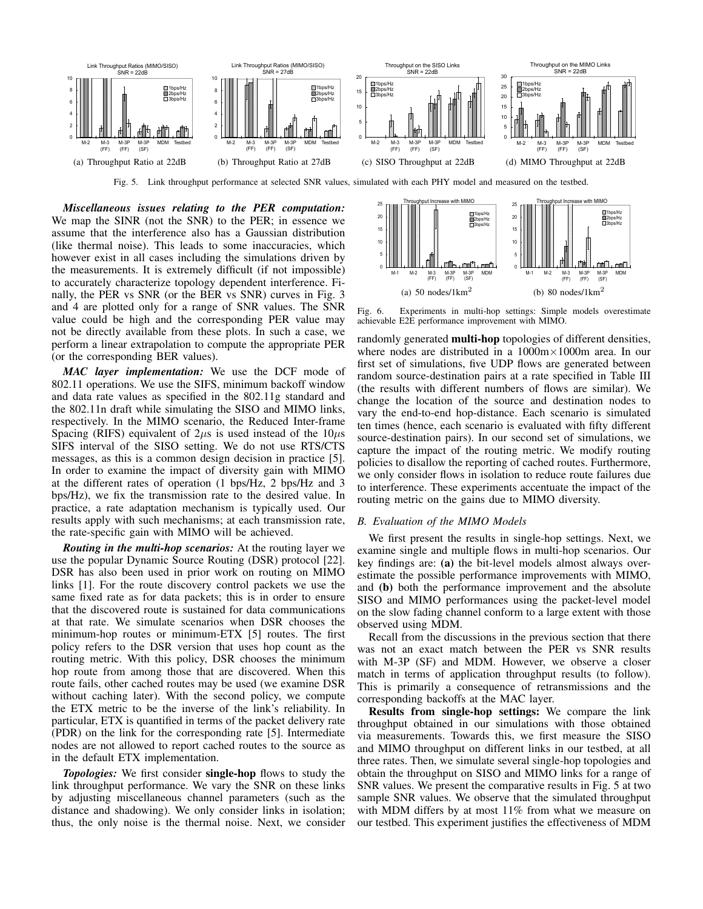Fig. 5. Link throughput performance at selected SNR values, simulated with each PHY model and measured on the testbed.

(a) Throughput Ratio at 22dB  (b) Throughput Ratio at 27dB  (c) SISO Throughput at 22dB  (d) MIMO Throughput at 22dB

***Miscellaneous issues relating to the PER computation:*** We map the SINR (not the SNR) to the PER; in essence we assume that the interference also has a Gaussian distribution (like thermal noise). This leads to some inaccuracies, which however exist in all cases including the simulations driven by the measurements. It is extremely difficult (if not impossible) to accurately characterize topology dependent interference. Finally, the PER vs SNR (or the BER vs SNR) curves in Fig. 3 and 4 are plotted only for a range of SNR values. The SNR value could be high and the corresponding PER value may not be directly available from these plots. In such a case, we perform a linear extrapolation to compute the appropriate PER (or the corresponding BER values).

***MAC layer implementation:*** We use the DCF mode of 802.11 operations. We use the SIFS, minimum backoff window and data rate values as specified in the 802.11g standard and the 802.11n draft while simulating the SISO and MIMO links, respectively. In the MIMO scenario, the Reduced Inter-frame Spacing (RIFS) equivalent of $2\mu$s is used instead of the $10\mu$s SIFS interval of the SISO setting. We do not use RTS/CTS messages, as this is a common design decision in practice [5]. In order to examine the impact of diversity gain with MIMO at the different rates of operation (1 bps/Hz, 2 bps/Hz and 3 bps/Hz), we fix the transmission rate to the desired value. In practice, a rate adaptation mechanism is typically used. Our results apply with such mechanisms; at each transmission rate, the rate-specific gain with MIMO will be achieved.

***Routing in the multi-hop scenarios:*** At the routing layer we use the popular Dynamic Source Routing (DSR) protocol [22]. DSR has also been used in prior work on routing on MIMO links [1]. For the route discovery control packets we use the same fixed rate as for data packets; this is in order to ensure that the discovered route is sustained for data communications at that rate. We simulate scenarios when DSR chooses the minimum-hop routes or minimum-ETX [5] routes. The first policy refers to the DSR version that uses hop count as the routing metric. With this policy, DSR chooses the minimum hop route from among those that are discovered. When this route fails, other cached routes may be used (we examine DSR without caching later). With the second policy, we compute the ETX metric to be the inverse of the link's reliability. In particular, ETX is quantified in terms of the packet delivery rate (PDR) on the link for the corresponding rate [5]. Intermediate nodes are not allowed to report cached routes to the source as in the default ETX implementation.

***Topologies:*** We first consider **single-hop** flows to study the link throughput performance. We vary the SNR on these links by adjusting miscellaneous channel parameters (such as the distance and shadowing). We only consider links in isolation; thus, the only noise is the thermal noise. Next, we consider randomly generated **multi-hop** topologies of different densities, where nodes are distributed in a $1000\text{m}\times1000\text{m}$ area. In our first set of simulations, five UDP flows are generated between random source-destination pairs at a rate specified in Table III (the results with different numbers of flows are similar). We change the location of the source and destination nodes to vary the end-to-end hop-distance. Each scenario is simulated ten times (hence, each scenario is evaluated with fifty different source-destination pairs). In our second set of simulations, we capture the impact of the routing metric. We modify routing policies to disallow the reporting of cached routes. Furthermore, we only consider flows in isolation to reduce route failures due to interference. These experiments accentuate the impact of the routing metric on the gains due to MIMO diversity.

(a) 50 nodes/1km$^2$  (b) 80 nodes/1km$^2$

Fig. 6. Experiments in multi-hop settings: Simple models overestimate achievable E2E performance improvement with MIMO.

### *B. Evaluation of the MIMO Models*

We first present the results in single-hop settings. Next, we examine single and multiple flows in multi-hop scenarios. Our key findings are: **(a)** the bit-level models almost always overestimate the possible performance improvements with MIMO, and **(b)** both the performance improvement and the absolute SISO and MIMO performances using the packet-level model on the slow fading channel conform to a large extent with those observed using MDM.

Recall from the discussions in the previous section that there was not an exact match between the PER vs SNR results with M-3P (SF) and MDM. However, we observe a closer match in terms of application throughput results (to follow). This is primarily a consequence of retransmissions and the corresponding backoffs at the MAC layer.

**Results from single-hop settings:** We compare the link throughput obtained in our simulations with those obtained via measurements. Towards this, we first measure the SISO and MIMO throughput on different links in our testbed, at all three rates. Then, we simulate several single-hop topologies and obtain the throughput on SISO and MIMO links for a range of SNR values. We present the comparative results in Fig. 5 at two sample SNR values. We observe that the simulated throughput with MDM differs by at most 11% from what we measure on our testbed. This experiment justifies the effectiveness of MDM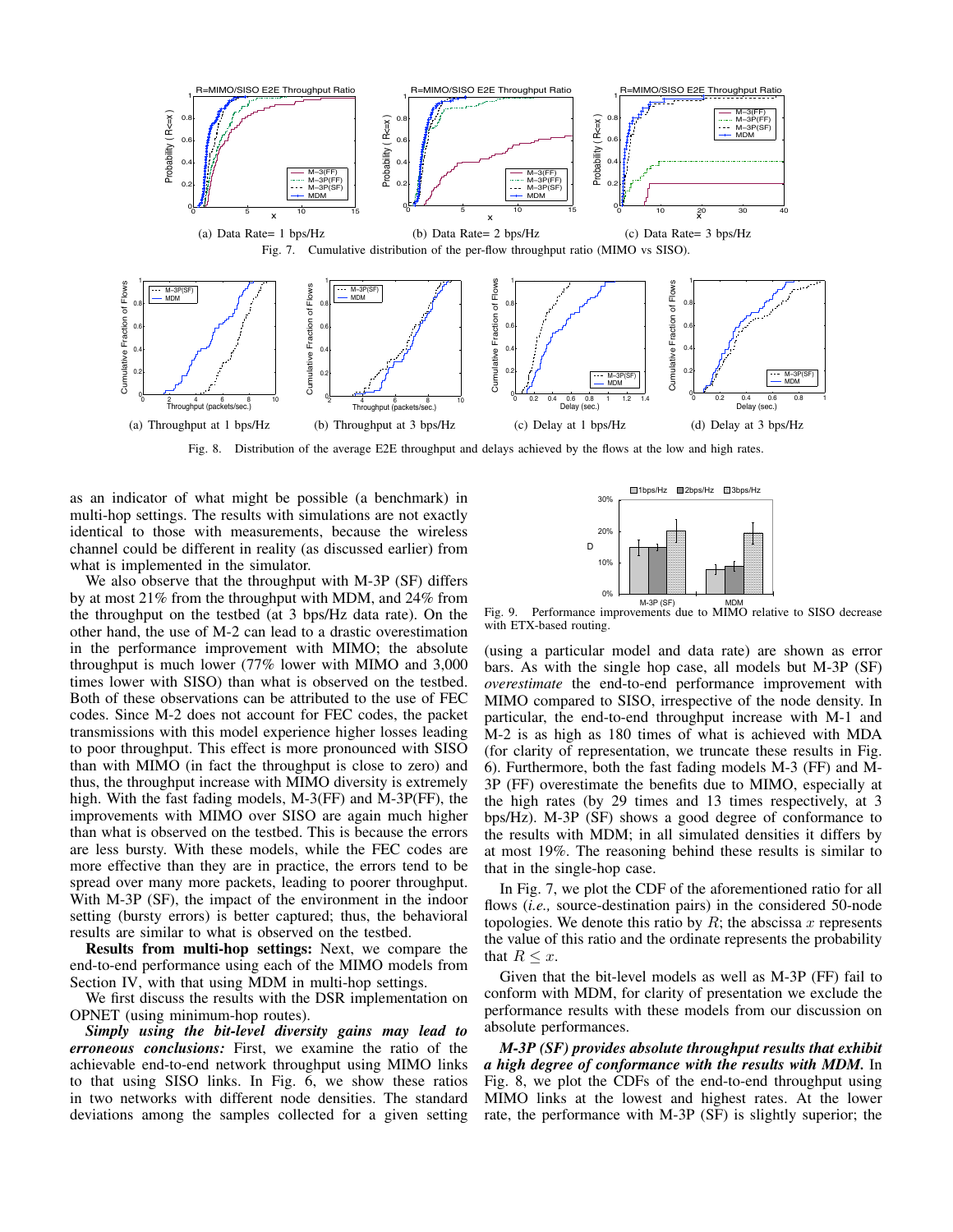(a) Data Rate= 1 bps/Hz

(b) Data Rate= 2 bps/Hz

(c) Data Rate= 3 bps/Hz

Fig. 7. Cumulative distribution of the per-flow throughput ratio (MIMO vs SISO).

(a) Throughput at 1 bps/Hz

(b) Throughput at 3 bps/Hz

(c) Delay at 1 bps/Hz

(d) Delay at 3 bps/Hz

Fig. 8. Distribution of the average E2E throughput and delays achieved by the flows at the low and high rates.

as an indicator of what might be possible (a benchmark) in multi-hop settings. The results with simulations are not exactly identical to those with measurements, because the wireless channel could be different in reality (as discussed earlier) from what is implemented in the simulator.

We also observe that the throughput with M-3P (SF) differs by at most 21% from the throughput with MDM, and 24% from the throughput on the testbed (at 3 bps/Hz data rate). On the other hand, the use of M-2 can lead to a drastic overestimation in the performance improvement with MIMO; the absolute throughput is much lower (77% lower with MIMO and 3,000 times lower with SISO) than what is observed on the testbed. Both of these observations can be attributed to the use of FEC codes. Since M-2 does not account for FEC codes, the packet transmissions with this model experience higher losses leading to poor throughput. This effect is more pronounced with SISO than with MIMO (in fact the throughput is close to zero) and thus, the throughput increase with MIMO diversity is extremely high. With the fast fading models, M-3(FF) and M-3P(FF), the improvements with MIMO over SISO are again much higher than what is observed on the testbed. This is because the errors are less bursty. With these models, while the FEC codes are more effective than they are in practice, the errors tend to be spread over many more packets, leading to poorer throughput. With M-3P (SF), the impact of the environment in the indoor setting (bursty errors) is better captured; thus, the behavioral results are similar to what is observed on the testbed.

**Results from multi-hop settings:** Next, we compare the end-to-end performance using each of the MIMO models from Section IV, with that using MDM in multi-hop settings.

We first discuss the results with the DSR implementation on OPNET (using minimum-hop routes).

***Simply using the bit-level diversity gains may lead to erroneous conclusions:*** First, we examine the ratio of the achievable end-to-end network throughput using MIMO links to that using SISO links. In Fig. 6, we show these ratios in two networks with different node densities. The standard deviations among the samples collected for a given setting (using a particular model and data rate) are shown as error bars. As with the single hop case, all models but M-3P (SF) *overestimate* the end-to-end performance improvement with MIMO compared to SISO, irrespective of the node density. In particular, the end-to-end throughput increase with M-1 and M-2 is as high as 180 times of what is achieved with MDA (for clarity of representation, we truncate these results in Fig. 6). Furthermore, both the fast fading models M-3 (FF) and M-3P (FF) overestimate the benefits due to MIMO, especially at the high rates (by 29 times and 13 times respectively, at 3 bps/Hz). M-3P (SF) shows a good degree of conformance to the results with MDM; in all simulated densities it differs by at most 19%. The reasoning behind these results is similar to that in the single-hop case.

Fig. 9. Performance improvements due to MIMO relative to SISO decrease with ETX-based routing.

In Fig. 7, we plot the CDF of the aforementioned ratio for all flows (*i.e.,* source-destination pairs) in the considered 50-node topologies. We denote this ratio by $R$; the abscissa $x$ represents the value of this ratio and the ordinate represents the probability that $R \leq x$.

Given that the bit-level models as well as M-3P (FF) fail to conform with MDM, for clarity of presentation we exclude the performance results with these models from our discussion on absolute performances.

***M-3P (SF) provides absolute throughput results that exhibit a high degree of conformance with the results with MDM.*** In Fig. 8, we plot the CDFs of the end-to-end throughput using MIMO links at the lowest and highest rates. At the lower rate, the performance with M-3P (SF) is slightly superior; the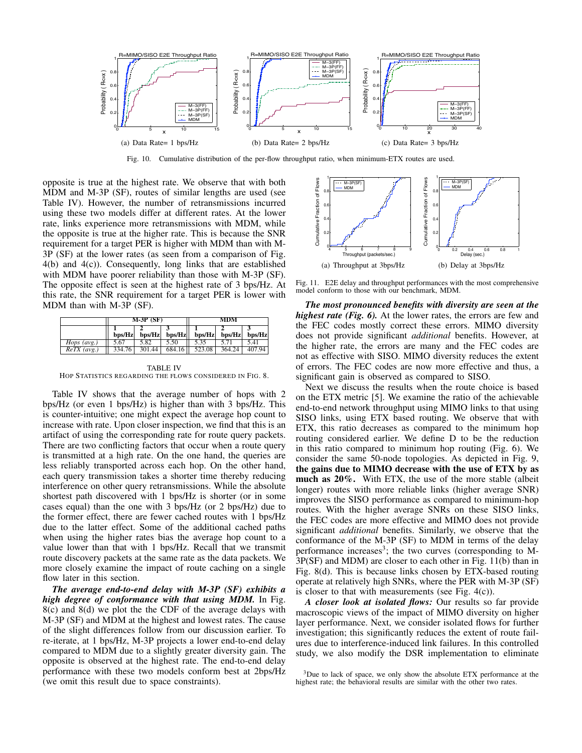(a) Data Rate= 1 bps/Hz

(b) Data Rate= 2 bps/Hz

(c) Data Rate= 3 bps/Hz

Fig. 10. Cumulative distribution of the per-flow throughput ratio, when minimum-ETX routes are used.

opposite is true at the highest rate. We observe that with both MDM and M-3P (SF), routes of similar lengths are used (see Table IV). However, the number of retransmissions incurred using these two models differ at different rates. At the lower rate, links experience more retransmissions with MDM, while the opposite is true at the higher rate. This is because the SNR requirement for a target PER is higher with MDM than with M-3P (SF) at the lower rates (as seen from a comparison of Fig. 4(b) and 4(c)). Consequently, long links that are established with MDM have poorer reliability than those with M-3P (SF). The opposite effect is seen at the highest rate of 3 bps/Hz. At this rate, the SNR requirement for a target PER is lower with MDM than with M-3P (SF).

| | M-3P (SF) | | | MDM | | |
|---|---|---|---|---|---|---|
| | 1 bps/Hz | 2 bps/Hz | 3 bps/Hz | 1 bps/Hz | 2 bps/Hz | 3 bps/Hz |
| *Hops (avg.)* | 5.67 | 5.82 | 5.50 | 5.35 | 5.71 | 5.41 |
| *ReTX (avg.)* | 334.76 | 301.44 | 684.16 | 523.08 | 364.24 | 407.94 |

TABLE IV
HOP STATISTICS REGARDING THE FLOWS CONSIDERED IN FIG. 8.

Table IV shows that the average number of hops with 2 bps/Hz (or even 1 bps/Hz) is higher than with 3 bps/Hz. This is counter-intuitive; one might expect the average hop count to increase with rate. Upon closer inspection, we find that this is an artifact of using the corresponding rate for route query packets. There are two conflicting factors that occur when a route query is transmitted at a high rate. On the one hand, the queries are less reliably transported across each hop. On the other hand, each query transmission takes a shorter time thereby reducing interference on other query retransmissions. While the absolute shortest path discovered with 1 bps/Hz is shorter (or in some cases equal) than the one with 3 bps/Hz (or 2 bps/Hz) due to the former effect, there are fewer cached routes with 1 bps/Hz due to the latter effect. Some of the additional cached paths when using the higher rates bias the average hop count to a value lower than that with 1 bps/Hz. Recall that we transmit route discovery packets at the same rate as the data packets. We more closely examine the impact of route caching on a single flow later in this section.

***The average end-to-end delay with M-3P (SF) exhibits a high degree of conformance with that using MDM.*** In Fig. 8(c) and 8(d) we plot the the CDF of the average delays with M-3P (SF) and MDM at the highest and lowest rates. The cause of the slight differences follow from our discussion earlier. To re-iterate, at 1 bps/Hz, M-3P projects a lower end-to-end delay compared to MDM due to a slightly greater diversity gain. The opposite is observed at the highest rate. The end-to-end delay performance with these two models conform best at 2bps/Hz (we omit this result due to space constraints).

(a) Throughput at 3bps/Hz

(b) Delay at 3bps/Hz

Fig. 11. E2E delay and throughput performances with the most comprehensive model conform to those with our benchmark, MDM.

***The most pronounced benefits with diversity are seen at the highest rate (Fig. 6).*** At the lower rates, the errors are few and the FEC codes mostly correct these errors. MIMO diversity does not provide significant *additional* benefits. However, at the higher rate, the errors are many and the FEC codes are not as effective with SISO. MIMO diversity reduces the extent of errors. The FEC codes are now more effective and thus, a significant gain is observed as compared to SISO.

Next we discuss the results when the route choice is based on the ETX metric [5]. We examine the ratio of the achievable end-to-end network throughput using MIMO links to that using SISO links, using ETX based routing. We observe that with ETX, this ratio decreases as compared to the minimum hop routing considered earlier. We define D to be the reduction in this ratio compared to minimum hop routing (Fig. 6). We consider the same 50-node topologies. As depicted in Fig. 9, **the gains due to MIMO decrease with the use of ETX by as much as 20%.** With ETX, the use of the more stable (albeit longer) routes with more reliable links (higher average SNR) improves the SISO performance as compared to minimum-hop routes. With the higher average SNRs on these SISO links, the FEC codes are more effective and MIMO does not provide significant *additional* benefits. Similarly, we observe that the conformance of the M-3P (SF) to MDM in terms of the delay performance increases[3]; the two curves (corresponding to M-3P(SF) and MDM) are closer to each other in Fig. 11(b) than in Fig. 8(d). This is because links chosen by ETX-based routing operate at relatively high SNRs, where the PER with M-3P (SF) is closer to that with measurements (see Fig. 4(c)).

***A closer look at isolated flows:*** Our results so far provide macroscopic views of the impact of MIMO diversity on higher layer performance. Next, we consider isolated flows for further investigation; this significantly reduces the extent of route failures due to interference-induced link failures. In this controlled study, we also modify the DSR implementation to eliminate

[3] Due to lack of space, we only show the absolute ETX performance at the highest rate; the behavioral results are similar with the other two rates.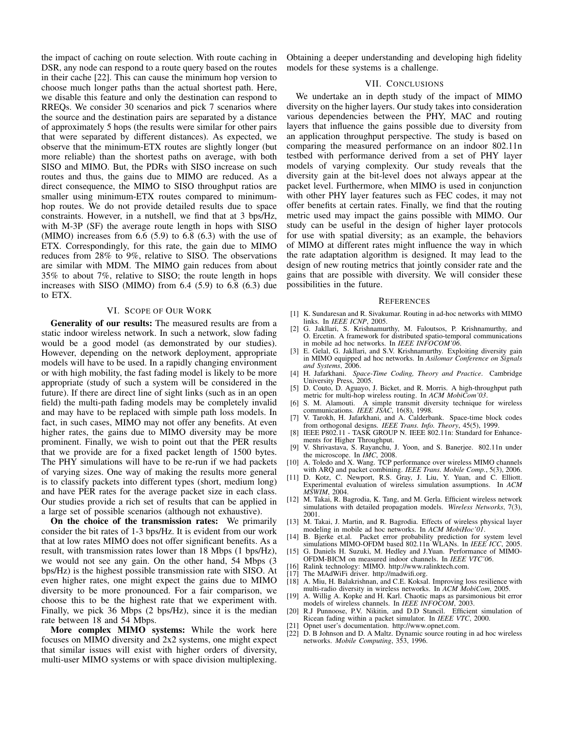the impact of caching on route selection. With route caching in DSR, any node can respond to a route query based on the routes in their cache [22]. This can cause the minimum hop version to choose much longer paths than the actual shortest path. Here, we disable this feature and only the destination can respond to RREQs. We consider 30 scenarios and pick 7 scenarios where the source and the destination pairs are separated by a distance of approximately 5 hops (the results were similar for other pairs that were separated by different distances). As expected, we observe that the minimum-ETX routes are slightly longer (but more reliable) than the shortest paths on average, with both SISO and MIMO. But, the PDRs with SISO increase on such routes and thus, the gains due to MIMO are reduced. As a direct consequence, the MIMO to SISO throughput ratios are smaller using minimum-ETX routes compared to minimum-hop routes. We do not provide detailed results due to space constraints. However, in a nutshell, we find that at 3 bps/Hz, with M-3P (SF) the average route length in hops with SISO (MIMO) increases from 6.6 (5.9) to 6.8 (6.3) with the use of ETX. Correspondingly, for this rate, the gain due to MIMO reduces from 28% to 9%, relative to SISO. The observations are similar with MDM. The MIMO gain reduces from about 35% to about 7%, relative to SISO; the route length in hops increases with SISO (MIMO) from 6.4 (5.9) to 6.8 (6.3) due to ETX.

## VI. Scope of Our Work

**Generality of our results:** The measured results are from a static indoor wireless network. In such a network, slow fading would be a good model (as demonstrated by our studies). However, depending on the network deployment, appropriate models will have to be used. In a rapidly changing environment or with high mobility, the fast fading model is likely to be more appropriate (study of such a system will be considered in the future). If there are direct line of sight links (such as in an open field) the multi-path fading models may be completely invalid and may have to be replaced with simple path loss models. In fact, in such cases, MIMO may not offer any benefits. At even higher rates, the gains due to MIMO diversity may be more prominent. Finally, we wish to point out that the PER results that we provide are for a fixed packet length of 1500 bytes. The PHY simulations will have to be re-run if we had packets of varying sizes. One way of making the results more general is to classify packets into different types (short, medium long) and have PER rates for the average packet size in each class. Our studies provide a rich set of results that can be applied in a large set of possible scenarios (although not exhaustive).

**On the choice of the transmission rates:** We primarily consider the bit rates of 1-3 bps/Hz. It is evident from our work that at low rates MIMO does not offer significant benefits. As a result, with transmission rates lower than 18 Mbps (1 bps/Hz), we would not see any gain. On the other hand, 54 Mbps (3 bps/Hz) is the highest possible transmission rate with SISO. At even higher rates, one might expect the gains due to MIMO diversity to be more pronounced. For a fair comparison, we choose this to be the highest rate that we experiment with. Finally, we pick 36 Mbps (2 bps/Hz), since it is the median rate between 18 and 54 Mbps.

**More complex MIMO systems:** While the work here focuses on MIMO diversity and 2x2 systems, one might expect that similar issues will exist with higher orders of diversity, multi-user MIMO systems or with space division multiplexing. Obtaining a deeper understanding and developing high fidelity models for these systems is a challenge.

## VII. Conclusions

We undertake an in depth study of the impact of MIMO diversity on the higher layers. Our study takes into consideration various dependencies between the PHY, MAC and routing layers that influence the gains possible due to diversity from an application throughput perspective. The study is based on comparing the measured performance on an indoor 802.11n testbed with performance derived from a set of PHY layer models of varying complexity. Our study reveals that the diversity gain at the bit-level does not always appear at the packet level. Furthermore, when MIMO is used in conjunction with other PHY layer features such as FEC codes, it may not offer benefits at certain rates. Finally, we find that the routing metric used may impact the gains possible with MIMO. Our study can be useful in the design of higher layer protocols for use with spatial diversity; as an example, the behaviors of MIMO at different rates might influence the way in which the rate adaptation algorithm is designed. It may lead to the design of new routing metrics that jointly consider rate and the gains that are possible with diversity. We will consider these possibilities in the future.

## References

[1] K. Sundaresan and R. Sivakumar. Routing in ad-hoc networks with MIMO links. In *IEEE ICNP*, 2005.

[2] G. Jakllari, S. Krishnamurthy, M. Faloutsos, P. Krishnamurthy, and O. Ercetin. A framework for distributed spatio-temporal communications in mobile ad hoc networks. In *IEEE INFOCOM'06*.

[3] E. Gelal, G. Jakllari, and S.V. Krishnamurthy. Exploiting diversity gain in MIMO equipped ad hoc networks. In *Asilomar Conference on Signals and Systems*, 2006.

[4] H. Jafarkhani. *Space-Time Coding, Theory and Practice*. Cambridge University Press, 2005.

[5] D. Couto, D. Aguayo, J. Bicket, and R. Morris. A high-throughput path metric for multi-hop wireless routing. In *ACM MobiCom'03*.

[6] S. M. Alamouti. A simple transmit diversity technique for wireless communications. *IEEE JSAC*, 16(8), 1998.

[7] V. Tarokh, H. Jafarkhani, and A. Calderbank. Space-time block codes from orthogonal designs. *IEEE Trans. Info. Theory*, 45(5), 1999.

[8] IEEE P802.11 - TASK GROUP N. IEEE 802.11n: Standard for Enhancements for Higher Throughput.

[9] V. Shrivastava, S. Rayanchu, J. Yoon, and S. Banerjee. 802.11n under the microscope. In *IMC*, 2008.

[10] A. Toledo and X. Wang. TCP performance over wireless MIMO channels with ARQ and packet combining. *IEEE Trans. Mobile Comp.*, 5(3), 2006.

[11] D. Kotz, C. Newport, R.S. Gray, J. Liu, Y. Yuan, and C. Elliott. Experimental evaluation of wireless simulation assumptions. In *ACM MSWIM*, 2004.

[12] M. Takai, R. Bagrodia, K. Tang, and M. Gerla. Efficient wireless network simulations with detailed propagation models. *Wireless Networks*, 7(3), 2001.

[13] M. Takai, J. Martin, and R. Bagrodia. Effects of wireless physical layer modeling in mobile ad hoc networks. In *ACM MobiHoc'01*.

[14] B. Bjerke et.al. Packet error probability prediction for system level simulations MIMO-OFDM based 802.11n WLANs. In *IEEE ICC*, 2005.

[15] G. Daniels H. Suzuki, M. Hedley and J.Yuan. Performance of MIMO-OFDM-BICM on measured indoor channels. In *IEEE VTC'06*.

[16] Ralink technology: MIMO. http://www.ralinktech.com.

[17] The MAdWiFi driver. http://madwifi.org.

[18] A. Miu, H. Balakrishnan, and C.E. Koksal. Improving loss resilience with multi-radio diversity in wireless networks. In *ACM MobiCom*, 2005.

[19] A. Willig A. Kopke and H. Karl. Chaotic maps as parsimonious bit error models of wireless channels. In *IEEE INFOCOM*, 2003.

[20] R.J Punnoose, P.V. Nikitin, and D.D Stancil. Efficient simulation of Ricean fading within a packet simulator. In *IEEE VTC*, 2000.

[21] Opnet user's documentation. http://www.opnet.com.

[22] D. B Johnson and D. A Maltz. Dynamic source routing in ad hoc wireless networks. *Mobile Computing*, 353, 1996.